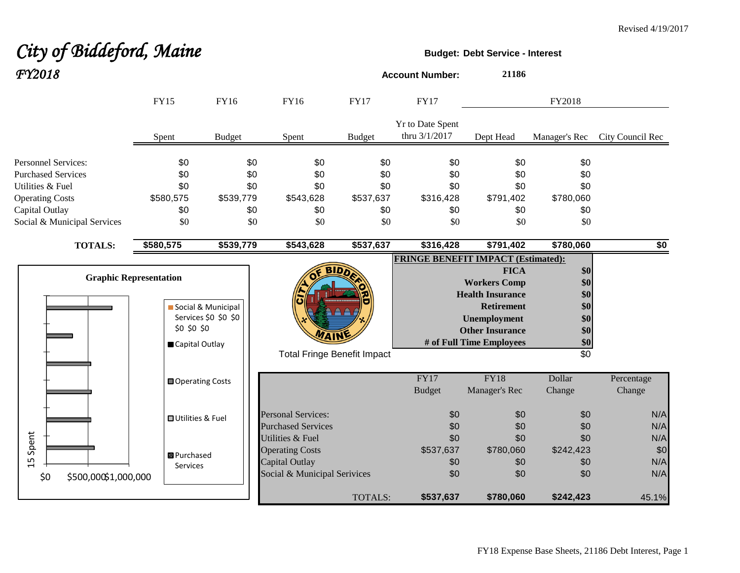Revised 4/19/2017

# *City of Biddeford, Maine*

## *FY2018*

**Budget: Debt Service - Interest**

**Account Number: 21186**

| | FY15 | FY16 | FY16 | FY17 | FY17 | FY2018 | | |
|---|---|---|---|---|---|---|---|---|
| | Spent | Budget | Spent | Budget | Yr to Date Spent thru 3/1/2017 | Dept Head | Manager's Rec | City Council Rec |
| Personnel Services: | $0 | $0 | $0 | $0 | $0 | $0 | $0 | |
| Purchased Services | $0 | $0 | $0 | $0 | $0 | $0 | $0 | |
| Utilities & Fuel | $0 | $0 | $0 | $0 | $0 | $0 | $0 | |
| Operating Costs | $580,575 | $539,779 | $543,628 | $537,637 | $316,428 | $791,402 | $780,060 | |
| Capital Outlay | $0 | $0 | $0 | $0 | $0 | $0 | $0 | |
| Social & Municipal Services | $0 | $0 | $0 | $0 | $0 | $0 | $0 | |
| **TOTALS:** | **$580,575** | **$539,779** | **$543,628** | **$537,637** | **$316,428** | **$791,402** | **$780,060** | **$0** |

**FRINGE BENEFIT IMPACT (Estimated):**

| | |
|---|---|
| **FICA** | **$0** |
| **Workers Comp** | **$0** |
| **Health Insurance** | **$0** |
| **Retirement** | **$0** |
| **Unemployment** | **$0** |
| **Other Insurance** | **$0** |
| **# of Full Time Employees** | **$0** |
| Total Fringe Benefit Impact | $0 |

**Graphic Representation**

| | FY17 Budget | FY18 Manager's Rec | Dollar Change | Percentage Change |
|---|---|---|---|---|
| Personal Services: | $0 | $0 | $0 | N/A |
| Purchased Services | $0 | $0 | $0 | N/A |
| Utilities & Fuel | $0 | $0 | $0 | N/A |
| Operating Costs | $537,637 | $780,060 | $242,423 | $0 |
| Capital Outlay | $0 | $0 | $0 | N/A |
| Social & Municipal Serivices | $0 | $0 | $0 | N/A |
| TOTALS: | **$537,637** | **$780,060** | **$242,423** | 45.1% |

FY18 Expense Base Sheets, 21186 Debt Interest, Page 1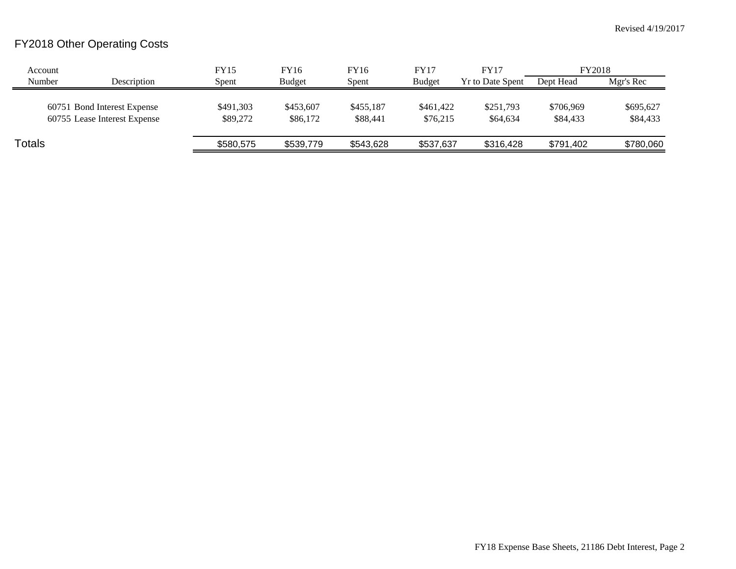Revised 4/19/2017

# FY2018 Other Operating Costs

| Account Number | Description | FY15 Spent | FY16 Budget | FY16 Spent | FY17 Budget | FY17 Yr to Date Spent | FY2018 Dept Head | FY2018 Mgr's Rec |
|---|---|---|---|---|---|---|---|---|
| 60751 | Bond Interest Expense | $491,303 | $453,607 | $455,187 | $461,422 | $251,793 | $706,969 | $695,627 |
| 60755 | Lease Interest Expense | $89,272 | $86,172 | $88,441 | $76,215 | $64,634 | $84,433 | $84,433 |
| **Totals** | | $580,575 | $539,779 | $543,628 | $537,637 | $316,428 | $791,402 | $780,060 |

FY18 Expense Base Sheets, 21186 Debt Interest, Page 2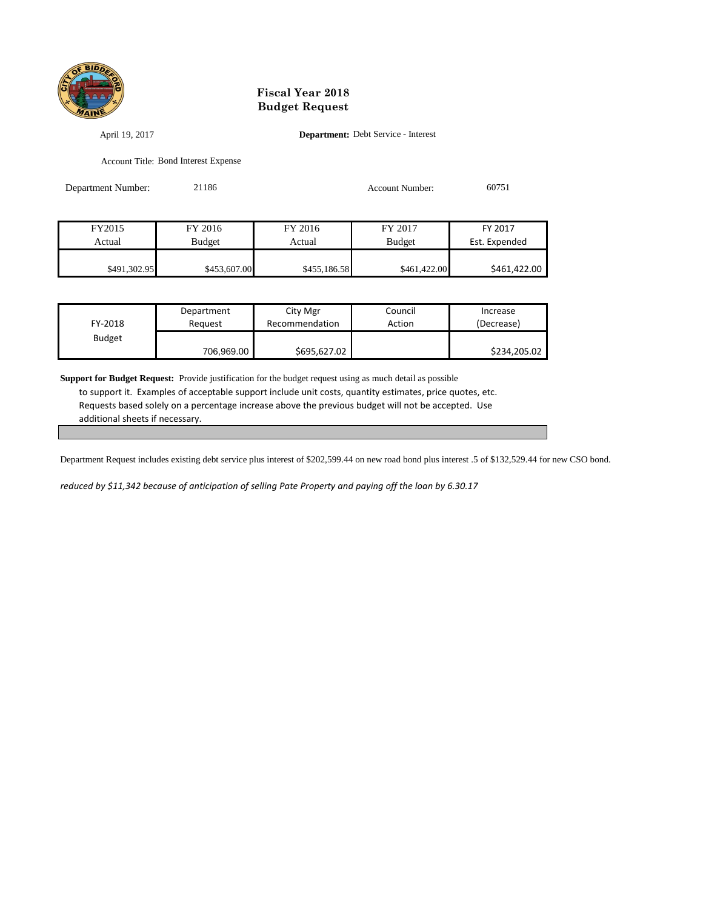# Fiscal Year 2018
# Budget Request

April 19, 2017

**Department:** Debt Service - Interest

Account Title: Bond Interest Expense

Department Number: 21186

Account Number: 60751

| FY2015 Actual | FY 2016 Budget | FY 2016 Actual | FY 2017 Budget | FY 2017 Est. Expended |
|---|---|---|---|---|
| $491,302.95 | $453,607.00 | $455,186.58 | $461,422.00 | $461,422.00 |

| FY-2018 Budget | Department Request | City Mgr Recommendation | Council Action | Increase (Decrease) |
|---|---|---|---|---|
| | 706,969.00 | $695,627.02 | | $234,205.02 |

**Support for Budget Request:** Provide justification for the budget request using as much detail as possible to support it. Examples of acceptable support include unit costs, quantity estimates, price quotes, etc. Requests based solely on a percentage increase above the previous budget will not be accepted. Use additional sheets if necessary.

Department Request includes existing debt service plus interest of $202,599.44 on new road bond plus interest .5 of $132,529.44 for new CSO bond.

*reduced by $11,342 because of anticipation of selling Pate Property and paying off the loan by 6.30.17*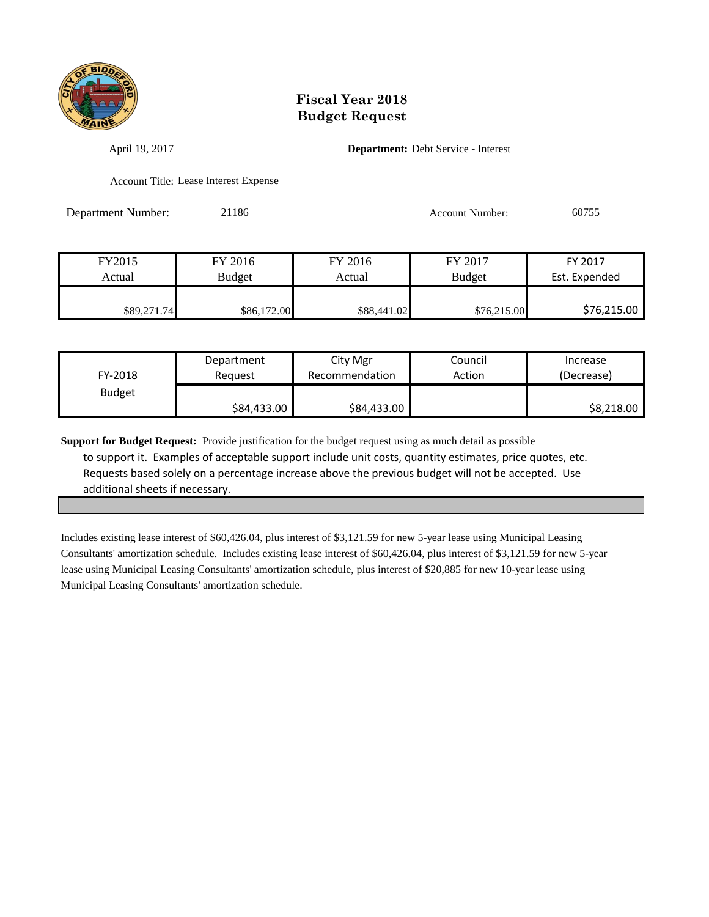# Fiscal Year 2018
# Budget Request

April 19, 2017 **Department:** Debt Service - Interest

Account Title: Lease Interest Expense

Department Number: 21186 Account Number: 60755

| FY2015 Actual | FY 2016 Budget | FY 2016 Actual | FY 2017 Budget | FY 2017 Est. Expended |
|---|---|---|---|---|
| $89,271.74 | $86,172.00 | $88,441.02 | $76,215.00 | $76,215.00 |

| FY-2018 Budget | Department Request | City Mgr Recommendation | Council Action | Increase (Decrease) |
|---|---|---|---|---|
| | $84,433.00 | $84,433.00 | | $8,218.00 |

**Support for Budget Request:** Provide justification for the budget request using as much detail as possible to support it. Examples of acceptable support include unit costs, quantity estimates, price quotes, etc. Requests based solely on a percentage increase above the previous budget will not be accepted. Use additional sheets if necessary.

Includes existing lease interest of $60,426.04, plus interest of $3,121.59 for new 5-year lease using Municipal Leasing Consultants' amortization schedule. Includes existing lease interest of $60,426.04, plus interest of $3,121.59 for new 5-year lease using Municipal Leasing Consultants' amortization schedule, plus interest of $20,885 for new 10-year lease using Municipal Leasing Consultants' amortization schedule.